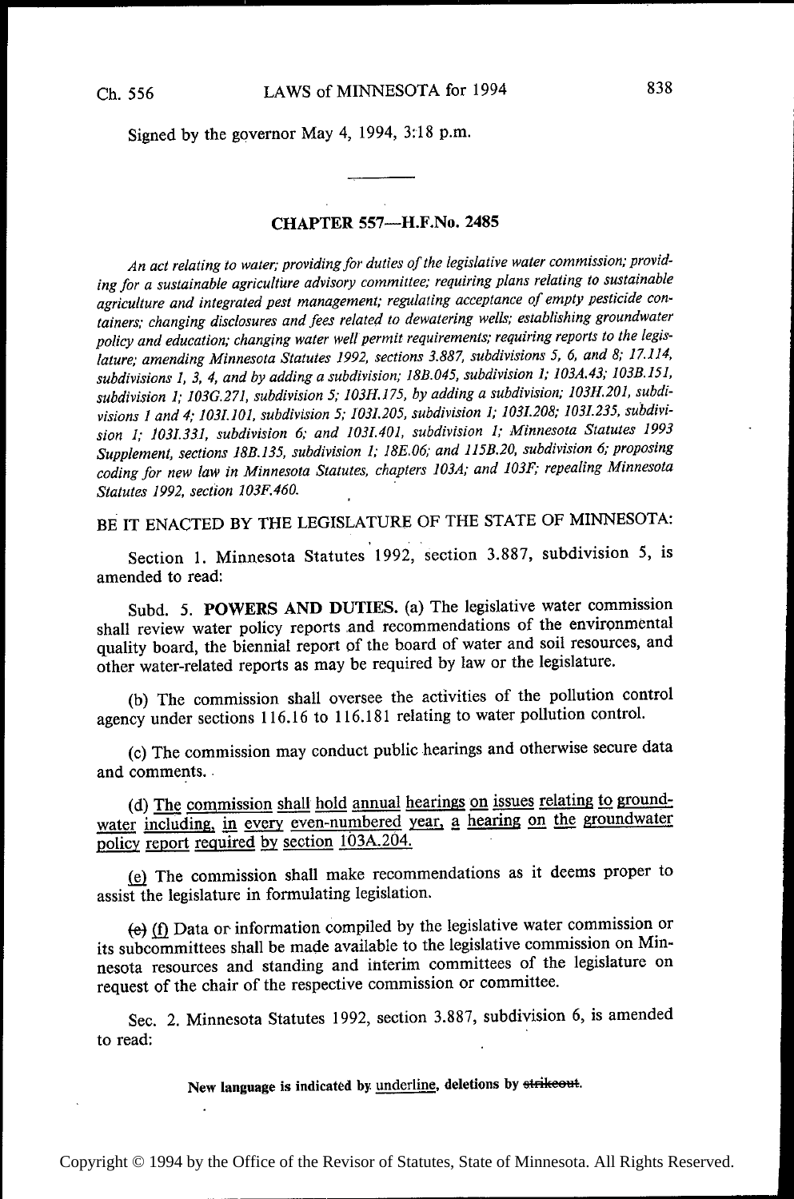Signed by the governor May 4, 1994, 3:18 p.m.

## CHAPTER 557—H.F.No. 2485

*An act relating to water; providing for duties of the legislative water commission; providing for a sustainable agriculture advisory committee; requiring plans relating to sustainable agriculture and integrated pest management; regulating acceptance of empty pesticide containers; changing disclosures and fees related to dewatering wells; establishing groundwater policy and education; changing water well permit requirements; requiring reports to the legislature; amending Minnesota Statutes 1992, sections 3.887, subdivisions 5, 6, and 8; 17.114, subdivisions 1, 3, 4, and by adding a subdivision; 18B.045, subdivision 1; 103A.43; 103B.151, subdivision 1; 103G.271, subdivision 5; 103H.175, by adding a subdivision; 103H.201, subdivisions 1 and 4; 103I.101, subdivision 5; 103I.205, subdivision 1; 103I.208; 103I.235, subdivision 1; 103I.331, subdivision 6; and 103I.401, subdivision 1; Minnesota Statutes 1993 Supplement, sections 18B.135, subdivision 1; 18E.06; and 115B.20, subdivision 6; proposing coding for new law in Minnesota Statutes, chapters 103A; and 103F; repealing Minnesota Statutes 1992, section 103F.460.*

BE IT ENACTED BY THE LEGISLATURE OF THE STATE OF MINNESOTA:

Section 1. Minnesota Statutes 1992, section 3.887, subdivision 5, is amended to read:

Subd. 5. **POWERS AND DUTIES.** (a) The legislative water commission shall review water policy reports and recommendations of the environmental quality board, the biennial report of the board of water and soil resources, and other water-related reports as may be required by law or the legislature.

(b) The commission shall oversee the activities of the pollution control agency under sections 116.16 to 116.181 relating to water pollution control.

(c) The commission may conduct public hearings and otherwise secure data and comments.

(d) <u>The commission shall hold annual hearings on issues relating to groundwater including, in every even-numbered year, a hearing on the groundwater policy report required by section 103A.204.</u>

<u>(e)</u> The commission shall make recommendations as it deems proper to assist the legislature in formulating legislation.

~~(e)~~ <u>(f)</u> Data or information compiled by the legislative water commission or its subcommittees shall be made available to the legislative commission on Minnesota resources and standing and interim committees of the legislature on request of the chair of the respective commission or committee.

Sec. 2. Minnesota Statutes 1992, section 3.887, subdivision 6, is amended to read:

New language is indicated by <u>underline</u>, deletions by ~~strikeout~~.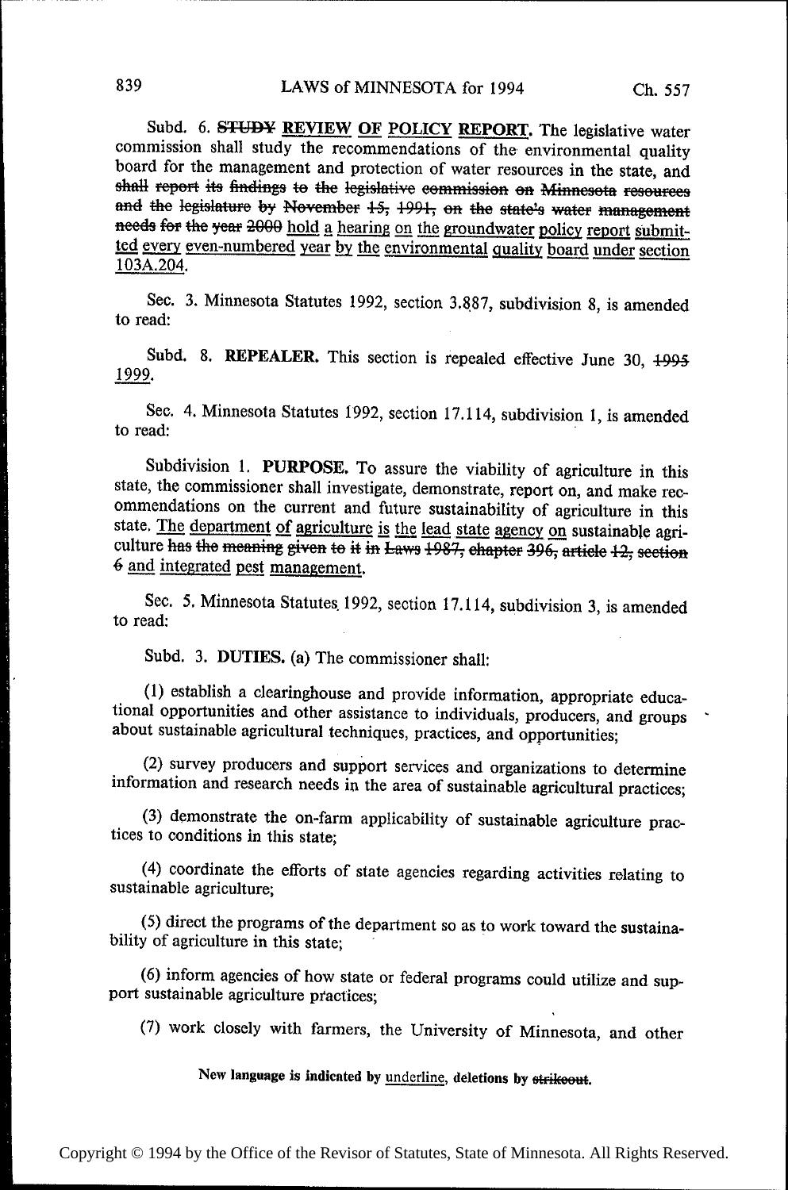Subd. 6. ~~STUDY~~ <u>REVIEW OF POLICY REPORT</u>. The legislative water commission shall study the recommendations of the environmental quality board for the management and protection of water resources in the state, and ~~shall report its findings to the legislative commission on Minnesota resources and the legislature by November 15, 1991, on the state's water management needs for the year 2000~~ <u>hold a hearing on the groundwater policy report submitted every even-numbered year by the environmental quality board under section 103A.204</u>.

Sec. 3. Minnesota Statutes 1992, section 3.887, subdivision 8, is amended to read:

Subd. 8. **REPEALER.** This section is repealed effective June 30, ~~1995~~ <u>1999</u>.

Sec. 4. Minnesota Statutes 1992, section 17.114, subdivision 1, is amended to read:

Subdivision 1. **PURPOSE.** To assure the viability of agriculture in this state, the commissioner shall investigate, demonstrate, report on, and make recommendations on the current and future sustainability of agriculture in this state. <u>The department of agriculture is the lead state agency on</u> sustainable agriculture ~~has the meaning given to it in Laws 1987, chapter 396, article 12, section 6~~ <u>and integrated pest management</u>.

Sec. 5. Minnesota Statutes 1992, section 17.114, subdivision 3, is amended to read:

Subd. 3. **DUTIES.** (a) The commissioner shall:

(1) establish a clearinghouse and provide information, appropriate educational opportunities and other assistance to individuals, producers, and groups about sustainable agricultural techniques, practices, and opportunities;

(2) survey producers and support services and organizations to determine information and research needs in the area of sustainable agricultural practices;

(3) demonstrate the on-farm applicability of sustainable agriculture practices to conditions in this state;

(4) coordinate the efforts of state agencies regarding activities relating to sustainable agriculture;

(5) direct the programs of the department so as to work toward the sustainability of agriculture in this state;

(6) inform agencies of how state or federal programs could utilize and support sustainable agriculture practices;

(7) work closely with farmers, the University of Minnesota, and other

New language is indicated by <u>underline</u>, deletions by ~~strikeout~~.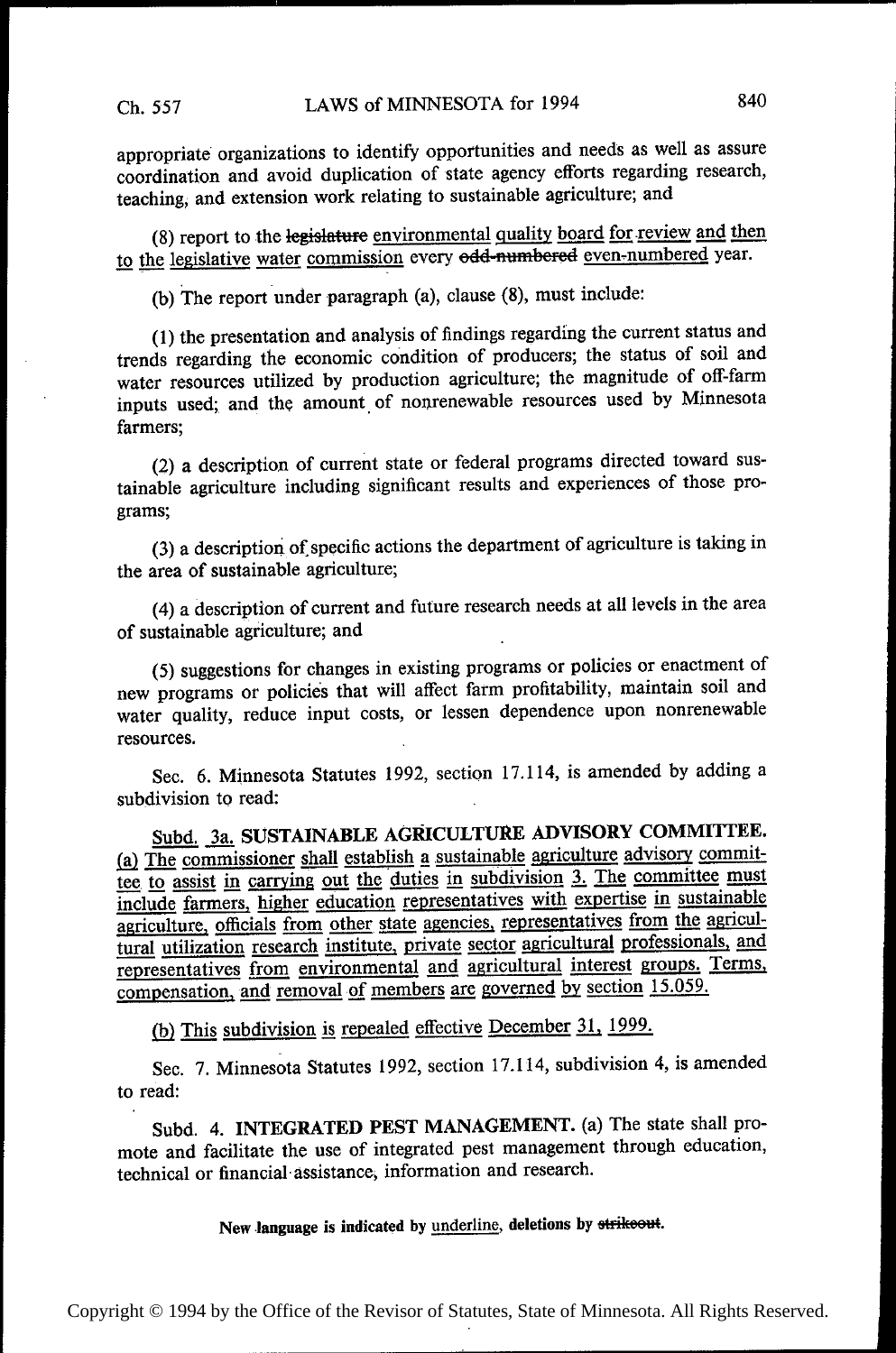appropriate organizations to identify opportunities and needs as well as assure coordination and avoid duplication of state agency efforts regarding research, teaching, and extension work relating to sustainable agriculture; and

(8) report to the ~~legislature~~ <u>environmental quality board for review and then to the legislative water commission</u> every ~~odd-numbered~~ <u>even-numbered</u> year.

(b) The report under paragraph (a), clause (8), must include:

(1) the presentation and analysis of findings regarding the current status and trends regarding the economic condition of producers; the status of soil and water resources utilized by production agriculture; the magnitude of off-farm inputs used; and the amount of nonrenewable resources used by Minnesota farmers;

(2) a description of current state or federal programs directed toward sustainable agriculture including significant results and experiences of those programs;

(3) a description of specific actions the department of agriculture is taking in the area of sustainable agriculture;

(4) a description of current and future research needs at all levels in the area of sustainable agriculture; and

(5) suggestions for changes in existing programs or policies or enactment of new programs or policies that will affect farm profitability, maintain soil and water quality, reduce input costs, or lessen dependence upon nonrenewable resources.

Sec. 6. Minnesota Statutes 1992, section 17.114, is amended by adding a subdivision to read:

<u>Subd. 3a.</u> **<u>SUSTAINABLE AGRICULTURE ADVISORY COMMITTEE.</u>** <u>(a) The commissioner shall establish a sustainable agriculture advisory committee to assist in carrying out the duties in subdivision 3. The committee must include farmers, higher education representatives with expertise in sustainable agriculture, officials from other state agencies, representatives from the agricultural utilization research institute, private sector agricultural professionals, and representatives from environmental and agricultural interest groups. Terms, compensation, and removal of members are governed by section 15.059.</u>

<u>(b) This subdivision is repealed effective December 31, 1999.</u>

Sec. 7. Minnesota Statutes 1992, section 17.114, subdivision 4, is amended to read:

Subd. 4. **INTEGRATED PEST MANAGEMENT.** (a) The state shall promote and facilitate the use of integrated pest management through education, technical or financial assistance, information and research.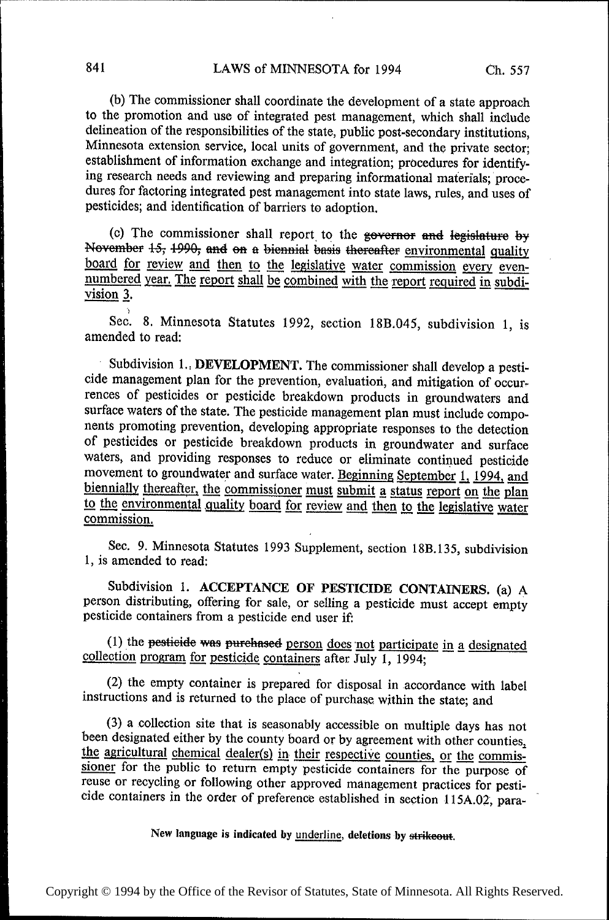(b) The commissioner shall coordinate the development of a state approach to the promotion and use of integrated pest management, which shall include delineation of the responsibilities of the state, public post-secondary institutions, Minnesota extension service, local units of government, and the private sector; establishment of information exchange and integration; procedures for identifying research needs and reviewing and preparing informational materials; procedures for factoring integrated pest management into state laws, rules, and uses of pesticides; and identification of barriers to adoption.

(c) The commissioner shall report to the ~~governor and legislature by November 15, 1990, and on a biennial basis thereafter~~ <u>environmental quality board for review and then to the legislative water commission every even-numbered year. The report shall be combined with the report required in subdivision 3.</u>

Sec. 8. Minnesota Statutes 1992, section 18B.045, subdivision 1, is amended to read:

Subdivision 1. **DEVELOPMENT.** The commissioner shall develop a pesticide management plan for the prevention, evaluation, and mitigation of occurrences of pesticides or pesticide breakdown products in groundwaters and surface waters of the state. The pesticide management plan must include components promoting prevention, developing appropriate responses to the detection of pesticides or pesticide breakdown products in groundwater and surface waters, and providing responses to reduce or eliminate continued pesticide movement to groundwater and surface water. <u>Beginning September 1, 1994, and biennially thereafter, the commissioner must submit a status report on the plan to the environmental quality board for review and then to the legislative water commission.</u>

Sec. 9. Minnesota Statutes 1993 Supplement, section 18B.135, subdivision 1, is amended to read:

Subdivision 1. **ACCEPTANCE OF PESTICIDE CONTAINERS.** (a) A person distributing, offering for sale, or selling a pesticide must accept empty pesticide containers from a pesticide end user if:

(1) the ~~pesticide was purchased~~ <u>person does not participate in a designated collection program for pesticide containers</u> after July 1, 1994;

(2) the empty container is prepared for disposal in accordance with label instructions and is returned to the place of purchase within the state; and

(3) a collection site that is seasonably accessible on multiple days has not been designated either by the county board or by agreement with other counties, <u>the agricultural chemical dealer(s) in their respective counties, or the commissioner</u> for the public to return empty pesticide containers for the purpose of reuse or recycling or following other approved management practices for pesticide containers in the order of preference established in section 115A.02, para-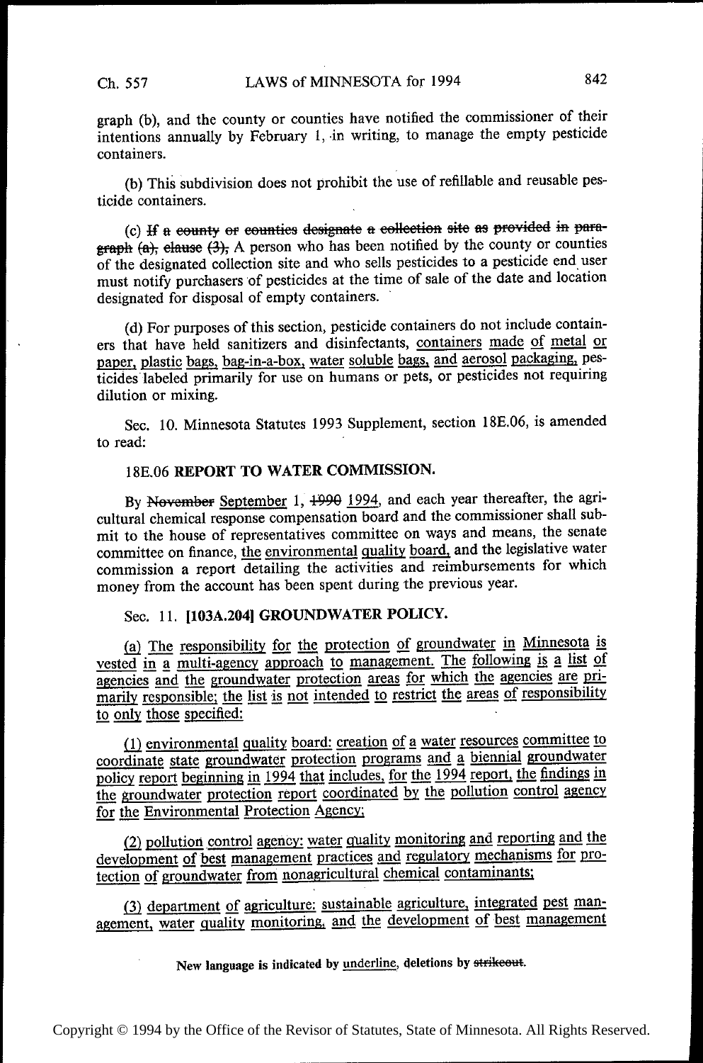graph (b), and the county or counties have notified the commissioner of their intentions annually by February 1, in writing, to manage the empty pesticide containers.

(b) This subdivision does not prohibit the use of refillable and reusable pesticide containers.

(c) ~~If a county or counties designate a collection site as provided in paragraph (a), clause (3),~~ A person who has been notified by the county or counties of the designated collection site and who sells pesticides to a pesticide end user must notify purchasers of pesticides at the time of sale of the date and location designated for disposal of empty containers.

(d) For purposes of this section, pesticide containers do not include containers that have held sanitizers and disinfectants, <u>containers made of metal or paper, plastic bags, bag-in-a-box, water soluble bags, and aerosol packaging,</u> pesticides labeled primarily for use on humans or pets, or pesticides not requiring dilution or mixing.

Sec. 10. Minnesota Statutes 1993 Supplement, section 18E.06, is amended to read:

18E.06 **REPORT TO WATER COMMISSION.**

By ~~November~~ <u>September</u> 1, ~~1990~~ <u>1994</u>, and each year thereafter, the agricultural chemical response compensation board and the commissioner shall submit to the house of representatives committee on ways and means, the senate committee on finance, <u>the environmental quality board,</u> and the legislative water commission a report detailing the activities and reimbursements for which money from the account has been spent during the previous year.

Sec. 11. **[103A.204] GROUNDWATER POLICY.**

<u>(a) The responsibility for the protection of groundwater in Minnesota is vested in a multi-agency approach to management. The following is a list of agencies and the groundwater protection areas for which the agencies are primarily responsible; the list is not intended to restrict the areas of responsibility to only those specified:</u>

<u>(1) environmental quality board: creation of a water resources committee to coordinate state groundwater protection programs and a biennial groundwater policy report beginning in 1994 that includes, for the 1994 report, the findings in the groundwater protection report coordinated by the pollution control agency for the Environmental Protection Agency;</u>

<u>(2) pollution control agency: water quality monitoring and reporting and the development of best management practices and regulatory mechanisms for protection of groundwater from nonagricultural chemical contaminants;</u>

<u>(3) department of agriculture: sustainable agriculture, integrated pest management, water quality monitoring, and the development of best management</u>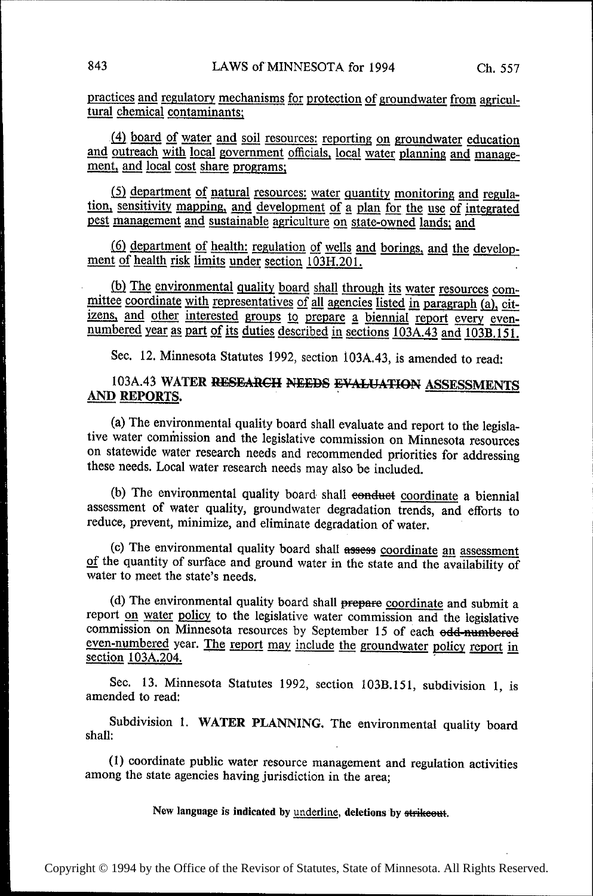practices and regulatory mechanisms for protection of groundwater from agricultural chemical contaminants;

(4) board of water and soil resources: reporting on groundwater education and outreach with local government officials, local water planning and management, and local cost share programs;

(5) department of natural resources: water quantity monitoring and regulation, sensitivity mapping, and development of a plan for the use of integrated pest management and sustainable agriculture on state-owned lands; and

(6) department of health: regulation of wells and borings, and the development of health risk limits under section 103H.201.

(b) The environmental quality board shall through its water resources committee coordinate with representatives of all agencies listed in paragraph (a), citizens, and other interested groups to prepare a biennial report every even-numbered year as part of its duties described in sections 103A.43 and 103B.151.

Sec. 12. Minnesota Statutes 1992, section 103A.43, is amended to read:

**103A.43 WATER ~~RESEARCH NEEDS EVALUATION~~ ASSESSMENTS AND REPORTS.**

(a) The environmental quality board shall evaluate and report to the legislative water commission and the legislative commission on Minnesota resources on statewide water research needs and recommended priorities for addressing these needs. Local water research needs may also be included.

(b) The environmental quality board shall ~~conduct~~ coordinate a biennial assessment of water quality, groundwater degradation trends, and efforts to reduce, prevent, minimize, and eliminate degradation of water.

(c) The environmental quality board shall ~~assess~~ coordinate an assessment of the quantity of surface and ground water in the state and the availability of water to meet the state's needs.

(d) The environmental quality board shall ~~prepare~~ coordinate and submit a report on water policy to the legislative water commission and the legislative commission on Minnesota resources by September 15 of each ~~odd-numbered~~ even-numbered year. The report may include the groundwater policy report in section 103A.204.

Sec. 13. Minnesota Statutes 1992, section 103B.151, subdivision 1, is amended to read:

Subdivision 1. **WATER PLANNING.** The environmental quality board shall:

(1) coordinate public water resource management and regulation activities among the state agencies having jurisdiction in the area;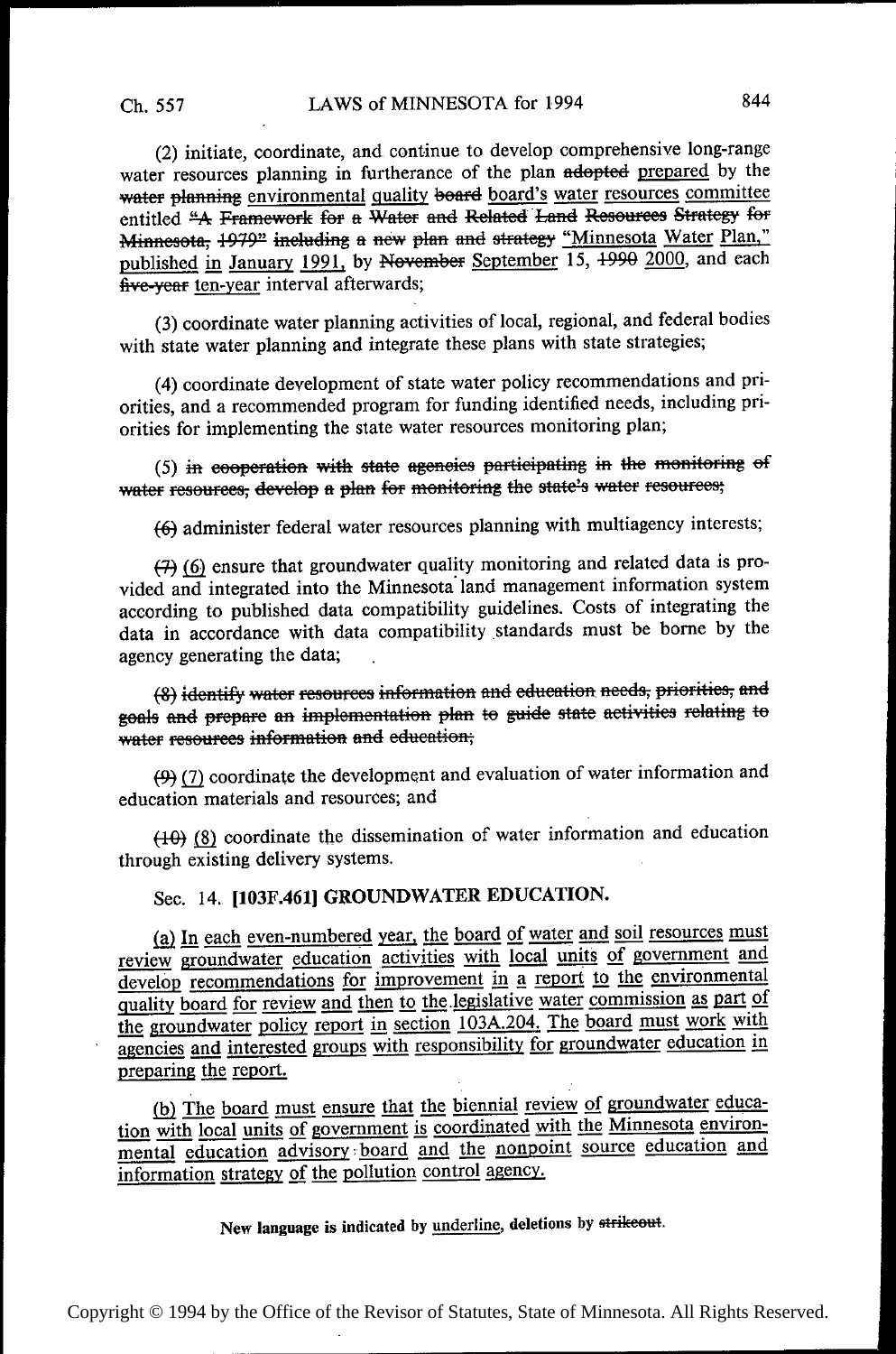(2) initiate, coordinate, and continue to develop comprehensive long-range water resources planning in furtherance of the plan ~~adopted~~ <u>prepared</u> by the ~~water planning~~ <u>environmental</u> quality ~~board~~ <u>board's</u> <u>water</u> <u>resources</u> <u>committee</u> entitled ~~"A Framework for a Water and Related Land Resources Strategy for Minnesota, 1979" including a new plan and strategy~~ <u>"Minnesota Water Plan,"</u> <u>published</u> <u>in</u> <u>January</u> <u>1991,</u> by ~~November~~ <u>September</u> 15, ~~1990~~ <u>2000</u>, and each ~~five-year~~ <u>ten-year</u> interval afterwards;

(3) coordinate water planning activities of local, regional, and federal bodies with state water planning and integrate these plans with state strategies;

(4) coordinate development of state water policy recommendations and priorities, and a recommended program for funding identified needs, including priorities for implementing the state water resources monitoring plan;

(5) ~~in cooperation with state agencies participating in the monitoring of water resources, develop a plan for monitoring the state's water resources;~~

~~(6)~~ administer federal water resources planning with multiagency interests;

~~(7)~~ <u>(6)</u> ensure that groundwater quality monitoring and related data is provided and integrated into the Minnesota land management information system according to published data compatibility guidelines. Costs of integrating the data in accordance with data compatibility standards must be borne by the agency generating the data;

~~(8) identify water resources information and education needs, priorities, and goals and prepare an implementation plan to guide state activities relating to water resources information and education;~~

~~(9)~~ <u>(7)</u> coordinate the development and evaluation of water information and education materials and resources; and

~~(10)~~ <u>(8)</u> coordinate the dissemination of water information and education through existing delivery systems.

Sec. 14. **[103F.461] GROUNDWATER EDUCATION.**

<u>(a) In each even-numbered year, the board of water and soil resources must review groundwater education activities with local units of government and develop recommendations for improvement in a report to the environmental quality board for review and then to the legislative water commission as part of the groundwater policy report in section 103A.204. The board must work with agencies and interested groups with responsibility for groundwater education in preparing the report.</u>

<u>(b) The board must ensure that the biennial review of groundwater education with local units of government is coordinated with the Minnesota environmental education advisory board and the nonpoint source education and information strategy of the pollution control agency.</u>

**New language is indicated by <u>underline</u>, deletions by ~~strikeout~~.**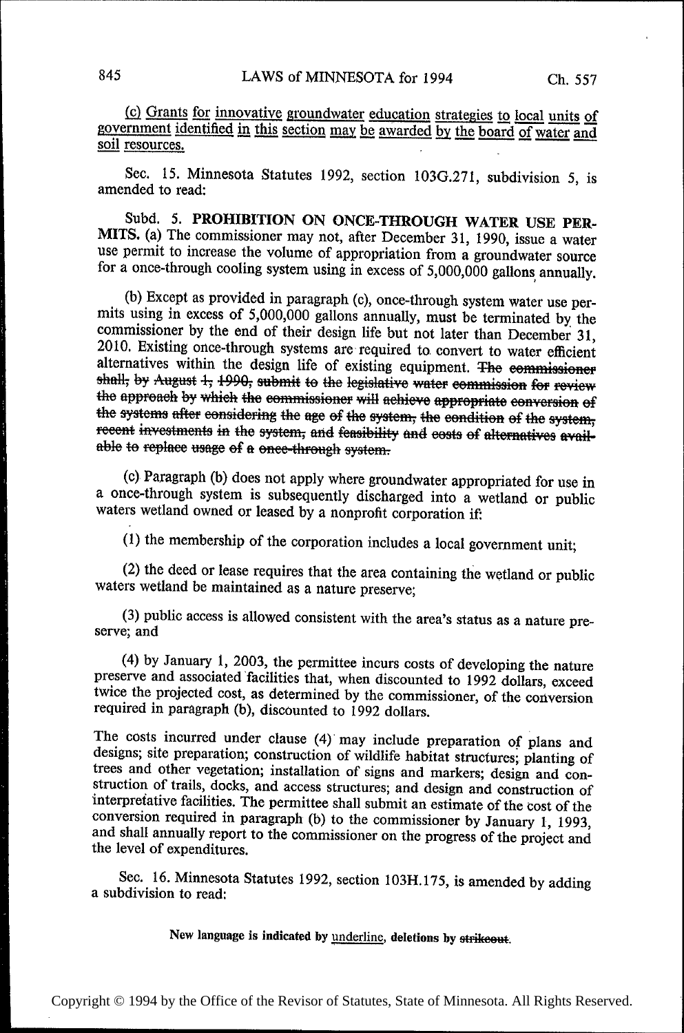(c) <u>Grants for innovative groundwater education strategies to local units of government identified in this section may be awarded by the board of water and soil resources.</u>

Sec. 15. Minnesota Statutes 1992, section 103G.271, subdivision 5, is amended to read:

Subd. 5. **PROHIBITION ON ONCE-THROUGH WATER USE PERMITS.** (a) The commissioner may not, after December 31, 1990, issue a water use permit to increase the volume of appropriation from a groundwater source for a once-through cooling system using in excess of 5,000,000 gallons annually.

(b) Except as provided in paragraph (c), once-through system water use permits using in excess of 5,000,000 gallons annually, must be terminated by the commissioner by the end of their design life but not later than December 31, 2010. Existing once-through systems are required to convert to water efficient alternatives within the design life of existing equipment. ~~The commissioner shall, by August 1, 1990, submit to the legislative water commission for review the approach by which the commissioner will achieve appropriate conversion of the systems after considering the age of the system, the condition of the system, recent investments in the system, and feasibility and costs of alternatives available to replace usage of a once-through system.~~

(c) Paragraph (b) does not apply where groundwater appropriated for use in a once-through system is subsequently discharged into a wetland or public waters wetland owned or leased by a nonprofit corporation if:

(1) the membership of the corporation includes a local government unit;

(2) the deed or lease requires that the area containing the wetland or public waters wetland be maintained as a nature preserve;

(3) public access is allowed consistent with the area's status as a nature preserve; and

(4) by January 1, 2003, the permittee incurs costs of developing the nature preserve and associated facilities that, when discounted to 1992 dollars, exceed twice the projected cost, as determined by the commissioner, of the conversion required in paragraph (b), discounted to 1992 dollars.

The costs incurred under clause (4) may include preparation of plans and designs; site preparation; construction of wildlife habitat structures; planting of trees and other vegetation; installation of signs and markers; design and construction of trails, docks, and access structures; and design and construction of interpretative facilities. The permittee shall submit an estimate of the cost of the conversion required in paragraph (b) to the commissioner by January 1, 1993, and shall annually report to the commissioner on the progress of the project and the level of expenditures.

Sec. 16. Minnesota Statutes 1992, section 103H.175, is amended by adding a subdivision to read:

**New language is indicated by <u>underline</u>, deletions by ~~strikeout~~.**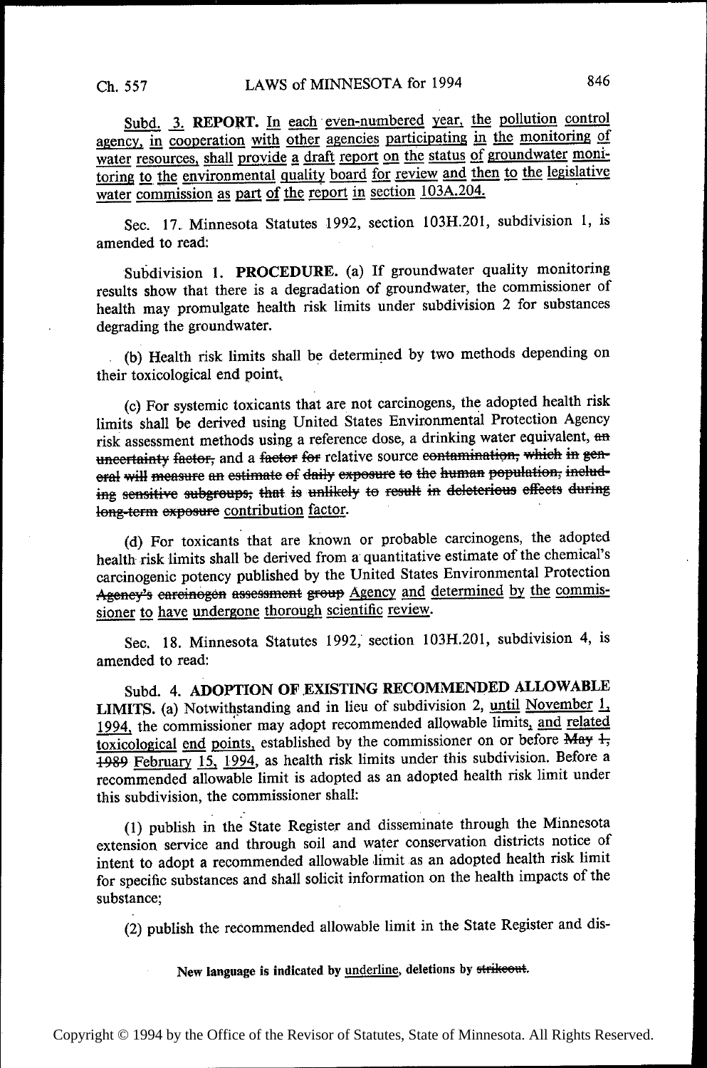<u>Subd. 3.</u> **<u>REPORT.</u>** <u>In each even-numbered year, the pollution control agency, in cooperation with other agencies participating in the monitoring of water resources, shall provide a draft report on the status of groundwater monitoring to the environmental quality board for review and then to the legislative water commission as part of the report in section 103A.204.</u>

Sec. 17. Minnesota Statutes 1992, section 103H.201, subdivision 1, is amended to read:

Subdivision 1. **PROCEDURE.** (a) If groundwater quality monitoring results show that there is a degradation of groundwater, the commissioner of health may promulgate health risk limits under subdivision 2 for substances degrading the groundwater.

(b) Health risk limits shall be determined by two methods depending on their toxicological end point.

(c) For systemic toxicants that are not carcinogens, the adopted health risk limits shall be derived using United States Environmental Protection Agency risk assessment methods using a reference dose, a drinking water equivalent, ~~an uncertainty factor,~~ and a ~~factor for~~ relative source ~~contamination, which in general will measure an estimate of daily exposure to the human population, including sensitive subgroups, that is unlikely to result in deleterious effects during long-term exposure~~ <u>contribution factor</u>.

(d) For toxicants that are known or probable carcinogens, the adopted health risk limits shall be derived from a quantitative estimate of the chemical's carcinogenic potency published by the United States Environmental Protection ~~Agency's carcinogen assessment group~~ <u>Agency and determined by the commissioner to have undergone thorough scientific review</u>.

Sec. 18. Minnesota Statutes 1992, section 103H.201, subdivision 4, is amended to read:

Subd. 4. **ADOPTION OF EXISTING RECOMMENDED ALLOWABLE LIMITS.** (a) Notwithstanding and in lieu of subdivision 2, <u>until November 1, 1994,</u> the commissioner may adopt recommended allowable limits<u>, and related toxicological end points,</u> established by the commissioner on or before ~~May 1, 1989~~ <u>February 15, 1994</u>, as health risk limits under this subdivision. Before a recommended allowable limit is adopted as an adopted health risk limit under this subdivision, the commissioner shall:

(1) publish in the State Register and disseminate through the Minnesota extension service and through soil and water conservation districts notice of intent to adopt a recommended allowable limit as an adopted health risk limit for specific substances and shall solicit information on the health impacts of the substance;

(2) publish the recommended allowable limit in the State Register and dis-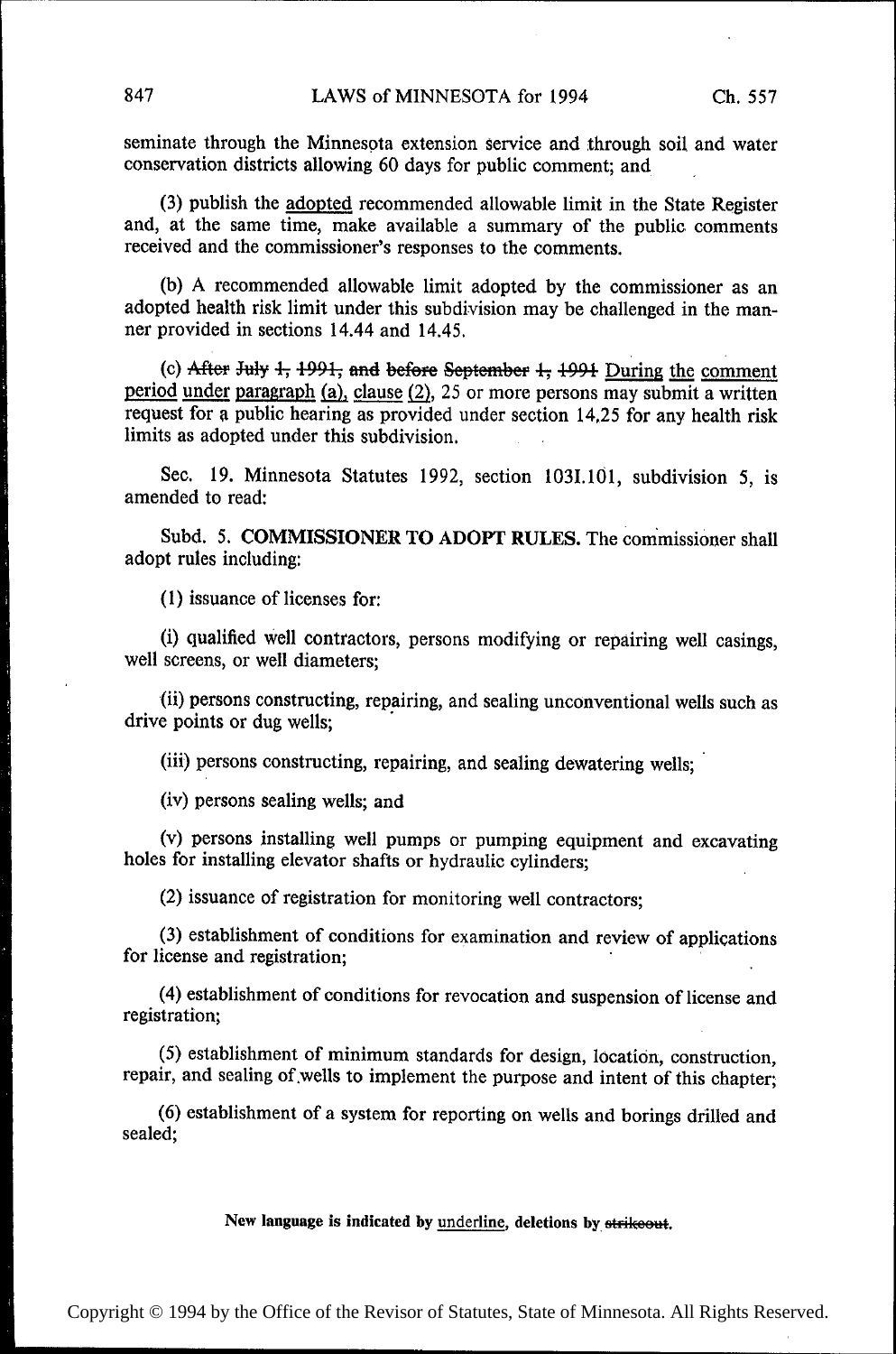seminate through the Minnesota extension service and through soil and water conservation districts allowing 60 days for public comment; and

(3) publish the <u>adopted</u> recommended allowable limit in the State Register and, at the same time, make available a summary of the public comments received and the commissioner's responses to the comments.

(b) A recommended allowable limit adopted by the commissioner as an adopted health risk limit under this subdivision may be challenged in the manner provided in sections 14.44 and 14.45.

(c) ~~After July 1, 1991, and before September 1, 1991~~ <u>During the comment period under paragraph (a), clause (2)</u>, 25 or more persons may submit a written request for a public hearing as provided under section 14.25 for any health risk limits as adopted under this subdivision.

Sec. 19. Minnesota Statutes 1992, section 103I.101, subdivision 5, is amended to read:

Subd. 5. **COMMISSIONER TO ADOPT RULES.** The commissioner shall adopt rules including:

(1) issuance of licenses for:

(i) qualified well contractors, persons modifying or repairing well casings, well screens, or well diameters;

(ii) persons constructing, repairing, and sealing unconventional wells such as drive points or dug wells;

(iii) persons constructing, repairing, and sealing dewatering wells;

(iv) persons sealing wells; and

(v) persons installing well pumps or pumping equipment and excavating holes for installing elevator shafts or hydraulic cylinders;

(2) issuance of registration for monitoring well contractors;

(3) establishment of conditions for examination and review of applications for license and registration;

(4) establishment of conditions for revocation and suspension of license and registration;

(5) establishment of minimum standards for design, location, construction, repair, and sealing of wells to implement the purpose and intent of this chapter;

(6) establishment of a system for reporting on wells and borings drilled and sealed;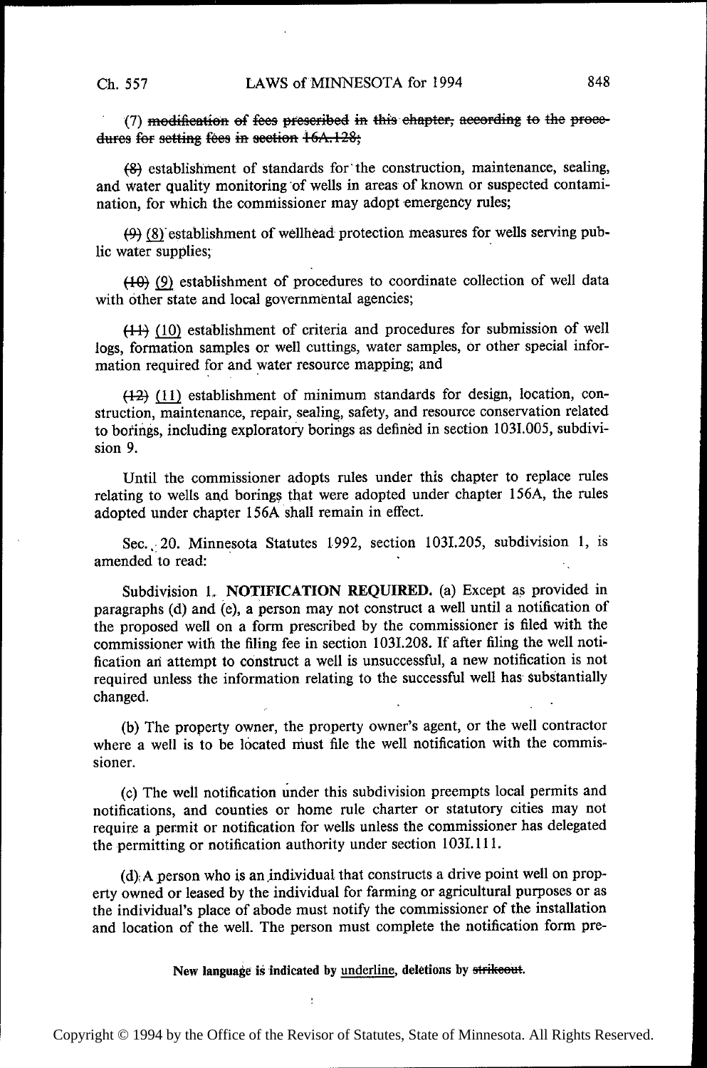(7) ~~modification of fees prescribed in this chapter, according to the procedures for setting fees in section 16A.128;~~

~~(8)~~ establishment of standards for the construction, maintenance, sealing, and water quality monitoring of wells in areas of known or suspected contamination, for which the commissioner may adopt emergency rules;

~~(9)~~ <u>(8)</u> establishment of wellhead protection measures for wells serving public water supplies;

~~(10)~~ <u>(9)</u> establishment of procedures to coordinate collection of well data with other state and local governmental agencies;

~~(11)~~ <u>(10)</u> establishment of criteria and procedures for submission of well logs, formation samples or well cuttings, water samples, or other special information required for and water resource mapping; and

~~(12)~~ <u>(11)</u> establishment of minimum standards for design, location, construction, maintenance, repair, sealing, safety, and resource conservation related to borings, including exploratory borings as defined in section 103I.005, subdivision 9.

Until the commissioner adopts rules under this chapter to replace rules relating to wells and borings that were adopted under chapter 156A, the rules adopted under chapter 156A shall remain in effect.

Sec. 20. Minnesota Statutes 1992, section 103I.205, subdivision 1, is amended to read:

Subdivision 1. **NOTIFICATION REQUIRED.** (a) Except as provided in paragraphs (d) and (e), a person may not construct a well until a notification of the proposed well on a form prescribed by the commissioner is filed with the commissioner with the filing fee in section 103I.208. If after filing the well notification an attempt to construct a well is unsuccessful, a new notification is not required unless the information relating to the successful well has substantially changed.

(b) The property owner, the property owner's agent, or the well contractor where a well is to be located must file the well notification with the commissioner.

(c) The well notification under this subdivision preempts local permits and notifications, and counties or home rule charter or statutory cities may not require a permit or notification for wells unless the commissioner has delegated the permitting or notification authority under section 103I.111.

(d) A person who is an individual that constructs a drive point well on property owned or leased by the individual for farming or agricultural purposes or as the individual's place of abode must notify the commissioner of the installation and location of the well. The person must complete the notification form pre-

New language is indicated by <u>underline</u>, deletions by ~~strikeout~~.

Copyright © 1994 by the Office of the Revisor of Statutes, State of Minnesota. All Rights Reserved.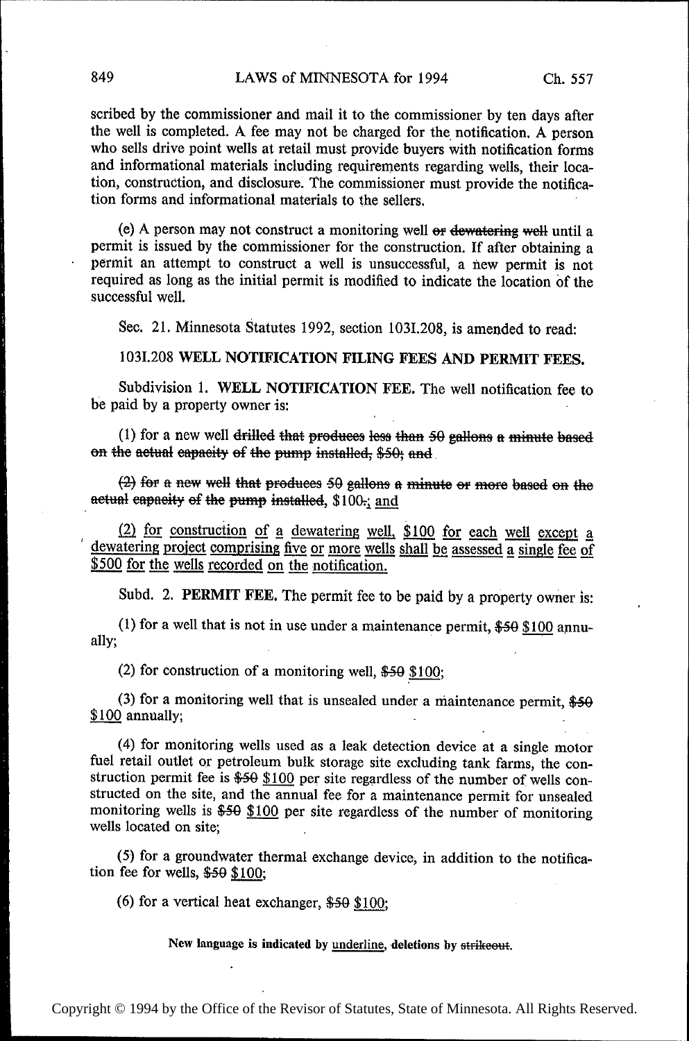scribed by the commissioner and mail it to the commissioner by ten days after the well is completed. A fee may not be charged for the notification. A person who sells drive point wells at retail must provide buyers with notification forms and informational materials including requirements regarding wells, their location, construction, and disclosure. The commissioner must provide the notification forms and informational materials to the sellers.

(e) A person may not construct a monitoring well ~~or dewatering well~~ until a permit is issued by the commissioner for the construction. If after obtaining a permit an attempt to construct a well is unsuccessful, a new permit is not required as long as the initial permit is modified to indicate the location of the successful well.

Sec. 21. Minnesota Statutes 1992, section 103I.208, is amended to read:

103I.208 **WELL NOTIFICATION FILING FEES AND PERMIT FEES.**

Subdivision 1. **WELL NOTIFICATION FEE.** The well notification fee to be paid by a property owner is:

(1) for a new well ~~drilled that produces less than 50 gallons a minute based on the actual capacity of the pump installed, $50; and~~

~~(2) for a new well that produces 50 gallons a minute or more based on the actual capacity of the pump installed,~~ $100~~.~~; and

<u>(2) for construction of a dewatering well, $100 for each well except a dewatering project comprising five or more wells shall be assessed a single fee of $500 for the wells recorded on the notification.</u>

Subd. 2. **PERMIT FEE.** The permit fee to be paid by a property owner is:

(1) for a well that is not in use under a maintenance permit, ~~$50~~ <u>$100</u> annually;

(2) for construction of a monitoring well, ~~$50~~ <u>$100</u>;

(3) for a monitoring well that is unsealed under a maintenance permit, ~~$50~~ <u>$100</u> annually;

(4) for monitoring wells used as a leak detection device at a single motor fuel retail outlet or petroleum bulk storage site excluding tank farms, the construction permit fee is ~~$50~~ <u>$100</u> per site regardless of the number of wells constructed on the site, and the annual fee for a maintenance permit for unsealed monitoring wells is ~~$50~~ <u>$100</u> per site regardless of the number of monitoring wells located on site;

(5) for a groundwater thermal exchange device, in addition to the notification fee for wells, ~~$50~~ <u>$100</u>;

(6) for a vertical heat exchanger, ~~$50~~ <u>$100</u>;

**New language is indicated by <u>underline</u>, deletions by ~~strikeout~~.**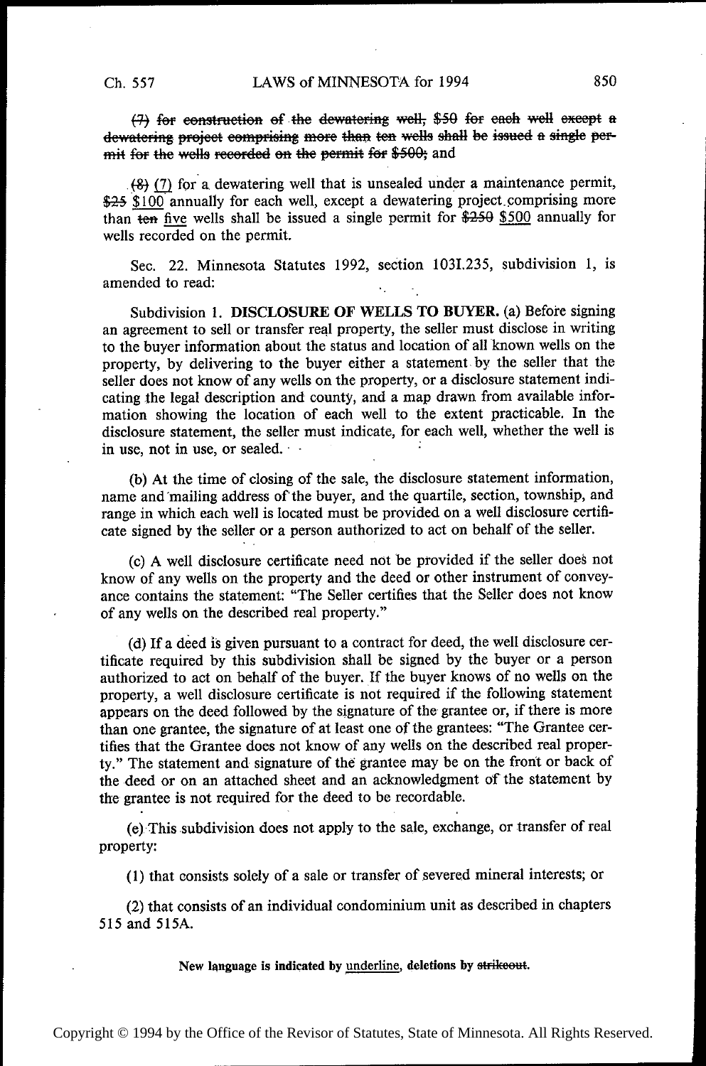~~(7) for construction of the dewatering well, $50 for each well except a dewatering project comprising more than ten wells shall be issued a single permit for the wells recorded on the permit for $500;~~ and

~~(8)~~ <u>(7)</u> for a dewatering well that is unsealed under a maintenance permit, ~~$25~~ <u>$100</u> annually for each well, except a dewatering project comprising more than ~~ten~~ <u>five</u> wells shall be issued a single permit for ~~$250~~ <u>$500</u> annually for wells recorded on the permit.

Sec. 22. Minnesota Statutes 1992, section 103I.235, subdivision 1, is amended to read:

Subdivision 1. **DISCLOSURE OF WELLS TO BUYER.** (a) Before signing an agreement to sell or transfer real property, the seller must disclose in writing to the buyer information about the status and location of all known wells on the property, by delivering to the buyer either a statement by the seller that the seller does not know of any wells on the property, or a disclosure statement indicating the legal description and county, and a map drawn from available information showing the location of each well to the extent practicable. In the disclosure statement, the seller must indicate, for each well, whether the well is in use, not in use, or sealed.

(b) At the time of closing of the sale, the disclosure statement information, name and mailing address of the buyer, and the quartile, section, township, and range in which each well is located must be provided on a well disclosure certificate signed by the seller or a person authorized to act on behalf of the seller.

(c) A well disclosure certificate need not be provided if the seller does not know of any wells on the property and the deed or other instrument of conveyance contains the statement: "The Seller certifies that the Seller does not know of any wells on the described real property."

(d) If a deed is given pursuant to a contract for deed, the well disclosure certificate required by this subdivision shall be signed by the buyer or a person authorized to act on behalf of the buyer. If the buyer knows of no wells on the property, a well disclosure certificate is not required if the following statement appears on the deed followed by the signature of the grantee or, if there is more than one grantee, the signature of at least one of the grantees: "The Grantee certifies that the Grantee does not know of any wells on the described real property." The statement and signature of the grantee may be on the front or back of the deed or on an attached sheet and an acknowledgment of the statement by the grantee is not required for the deed to be recordable.

(e) This subdivision does not apply to the sale, exchange, or transfer of real property:

(1) that consists solely of a sale or transfer of severed mineral interests; or

(2) that consists of an individual condominium unit as described in chapters 515 and 515A.

New language is indicated by <u>underline</u>, deletions by ~~strikeout~~.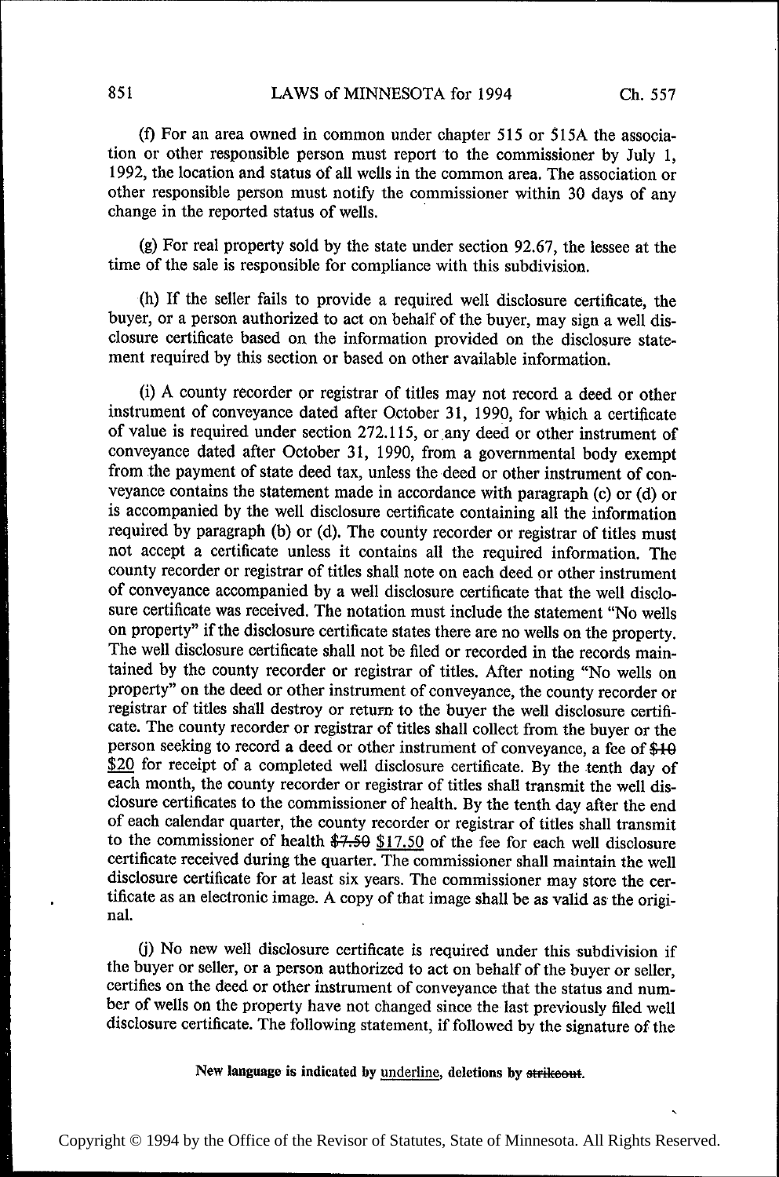(f) For an area owned in common under chapter 515 or 515A the association or other responsible person must report to the commissioner by July 1, 1992, the location and status of all wells in the common area. The association or other responsible person must notify the commissioner within 30 days of any change in the reported status of wells.

(g) For real property sold by the state under section 92.67, the lessee at the time of the sale is responsible for compliance with this subdivision.

(h) If the seller fails to provide a required well disclosure certificate, the buyer, or a person authorized to act on behalf of the buyer, may sign a well disclosure certificate based on the information provided on the disclosure statement required by this section or based on other available information.

(i) A county recorder or registrar of titles may not record a deed or other instrument of conveyance dated after October 31, 1990, for which a certificate of value is required under section 272.115, or any deed or other instrument of conveyance dated after October 31, 1990, from a governmental body exempt from the payment of state deed tax, unless the deed or other instrument of conveyance contains the statement made in accordance with paragraph (c) or (d) or is accompanied by the well disclosure certificate containing all the information required by paragraph (b) or (d). The county recorder or registrar of titles must not accept a certificate unless it contains all the required information. The county recorder or registrar of titles shall note on each deed or other instrument of conveyance accompanied by a well disclosure certificate that the well disclosure certificate was received. The notation must include the statement "No wells on property" if the disclosure certificate states there are no wells on the property. The well disclosure certificate shall not be filed or recorded in the records maintained by the county recorder or registrar of titles. After noting "No wells on property" on the deed or other instrument of conveyance, the county recorder or registrar of titles shall destroy or return to the buyer the well disclosure certificate. The county recorder or registrar of titles shall collect from the buyer or the person seeking to record a deed or other instrument of conveyance, a fee of ~~$10~~ <u>$20</u> for receipt of a completed well disclosure certificate. By the tenth day of each month, the county recorder or registrar of titles shall transmit the well disclosure certificates to the commissioner of health. By the tenth day after the end of each calendar quarter, the county recorder or registrar of titles shall transmit to the commissioner of health ~~$7.50~~ <u>$17.50</u> of the fee for each well disclosure certificate received during the quarter. The commissioner shall maintain the well disclosure certificate for at least six years. The commissioner may store the certificate as an electronic image. A copy of that image shall be as valid as the original.

(j) No new well disclosure certificate is required under this subdivision if the buyer or seller, or a person authorized to act on behalf of the buyer or seller, certifies on the deed or other instrument of conveyance that the status and number of wells on the property have not changed since the last previously filed well disclosure certificate. The following statement, if followed by the signature of the

New language is indicated by <u>underline</u>, deletions by ~~strikeout~~.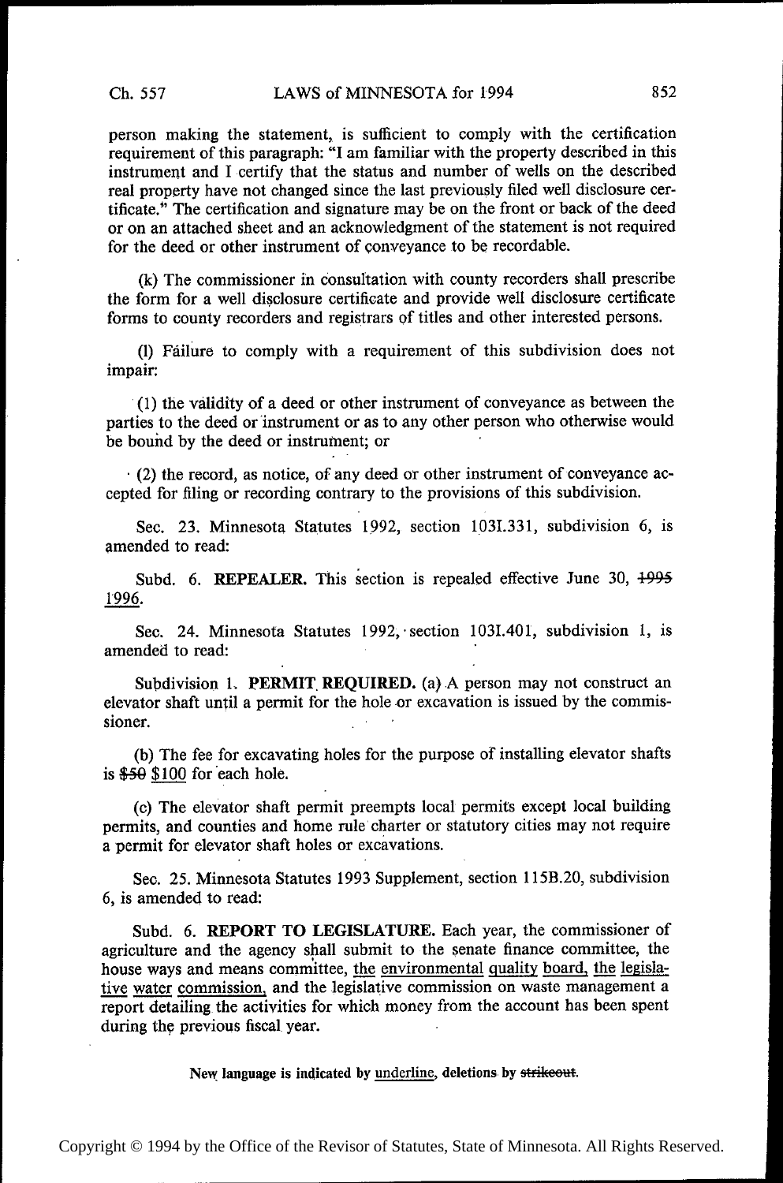person making the statement, is sufficient to comply with the certification requirement of this paragraph: "I am familiar with the property described in this instrument and I certify that the status and number of wells on the described real property have not changed since the last previously filed well disclosure certificate." The certification and signature may be on the front or back of the deed or on an attached sheet and an acknowledgment of the statement is not required for the deed or other instrument of conveyance to be recordable.

(k) The commissioner in consultation with county recorders shall prescribe the form for a well disclosure certificate and provide well disclosure certificate forms to county recorders and registrars of titles and other interested persons.

(l) Failure to comply with a requirement of this subdivision does not impair:

(1) the validity of a deed or other instrument of conveyance as between the parties to the deed or instrument or as to any other person who otherwise would be bound by the deed or instrument; or

(2) the record, as notice, of any deed or other instrument of conveyance accepted for filing or recording contrary to the provisions of this subdivision.

Sec. 23. Minnesota Statutes 1992, section 103I.331, subdivision 6, is amended to read:

Subd. 6. **REPEALER.** This section is repealed effective June 30, ~~1995~~ <u>1996</u>.

Sec. 24. Minnesota Statutes 1992, section 103I.401, subdivision 1, is amended to read:

Subdivision 1. **PERMIT REQUIRED.** (a) A person may not construct an elevator shaft until a permit for the hole or excavation is issued by the commissioner.

(b) The fee for excavating holes for the purpose of installing elevator shafts is ~~$50~~ <u>$100</u> for each hole.

(c) The elevator shaft permit preempts local permits except local building permits, and counties and home rule charter or statutory cities may not require a permit for elevator shaft holes or excavations.

Sec. 25. Minnesota Statutes 1993 Supplement, section 115B.20, subdivision 6, is amended to read:

Subd. 6. **REPORT TO LEGISLATURE.** Each year, the commissioner of agriculture and the agency shall submit to the senate finance committee, the house ways and means committee, <u>the environmental quality board, the legislative water commission,</u> and the legislative commission on waste management a report detailing the activities for which money from the account has been spent during the previous fiscal year.

**New language is indicated by <u>underline</u>, deletions by ~~strikeout~~.**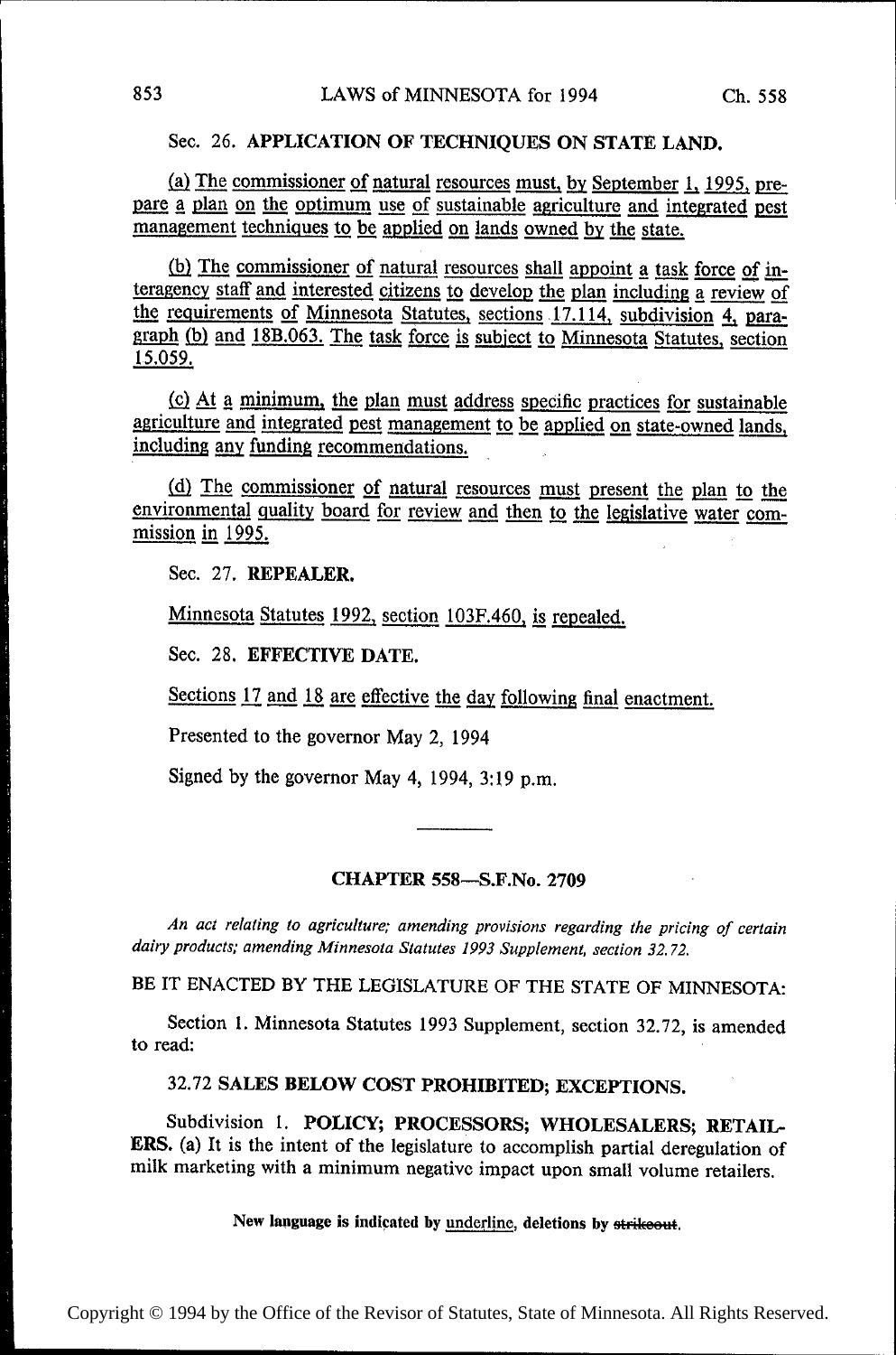Sec. 26. **APPLICATION OF TECHNIQUES ON STATE LAND.**

(a) The commissioner of natural resources must, by September 1, 1995, prepare a plan on the optimum use of sustainable agriculture and integrated pest management techniques to be applied on lands owned by the state.

(b) The commissioner of natural resources shall appoint a task force of interagency staff and interested citizens to develop the plan including a review of the requirements of Minnesota Statutes, sections 17.114, subdivision 4, paragraph (b) and 18B.063. The task force is subject to Minnesota Statutes, section 15.059.

(c) At a minimum, the plan must address specific practices for sustainable agriculture and integrated pest management to be applied on state-owned lands, including any funding recommendations.

(d) The commissioner of natural resources must present the plan to the environmental quality board for review and then to the legislative water commission in 1995.

Sec. 27. **REPEALER.**

Minnesota Statutes 1992, section 103F.460, is repealed.

Sec. 28. **EFFECTIVE DATE.**

Sections 17 and 18 are effective the day following final enactment.

Presented to the governor May 2, 1994

Signed by the governor May 4, 1994, 3:19 p.m.

---

## CHAPTER 558—S.F.No. 2709

*An act relating to agriculture; amending provisions regarding the pricing of certain dairy products; amending Minnesota Statutes 1993 Supplement, section 32.72.*

BE IT ENACTED BY THE LEGISLATURE OF THE STATE OF MINNESOTA:

Section 1. Minnesota Statutes 1993 Supplement, section 32.72, is amended to read:

32.72 **SALES BELOW COST PROHIBITED; EXCEPTIONS.**

Subdivision 1. **POLICY; PROCESSORS; WHOLESALERS; RETAILERS.** (a) It is the intent of the legislature to accomplish partial deregulation of milk marketing with a minimum negative impact upon small volume retailers.

New language is indicated by underline, deletions by ~~strikeout~~.